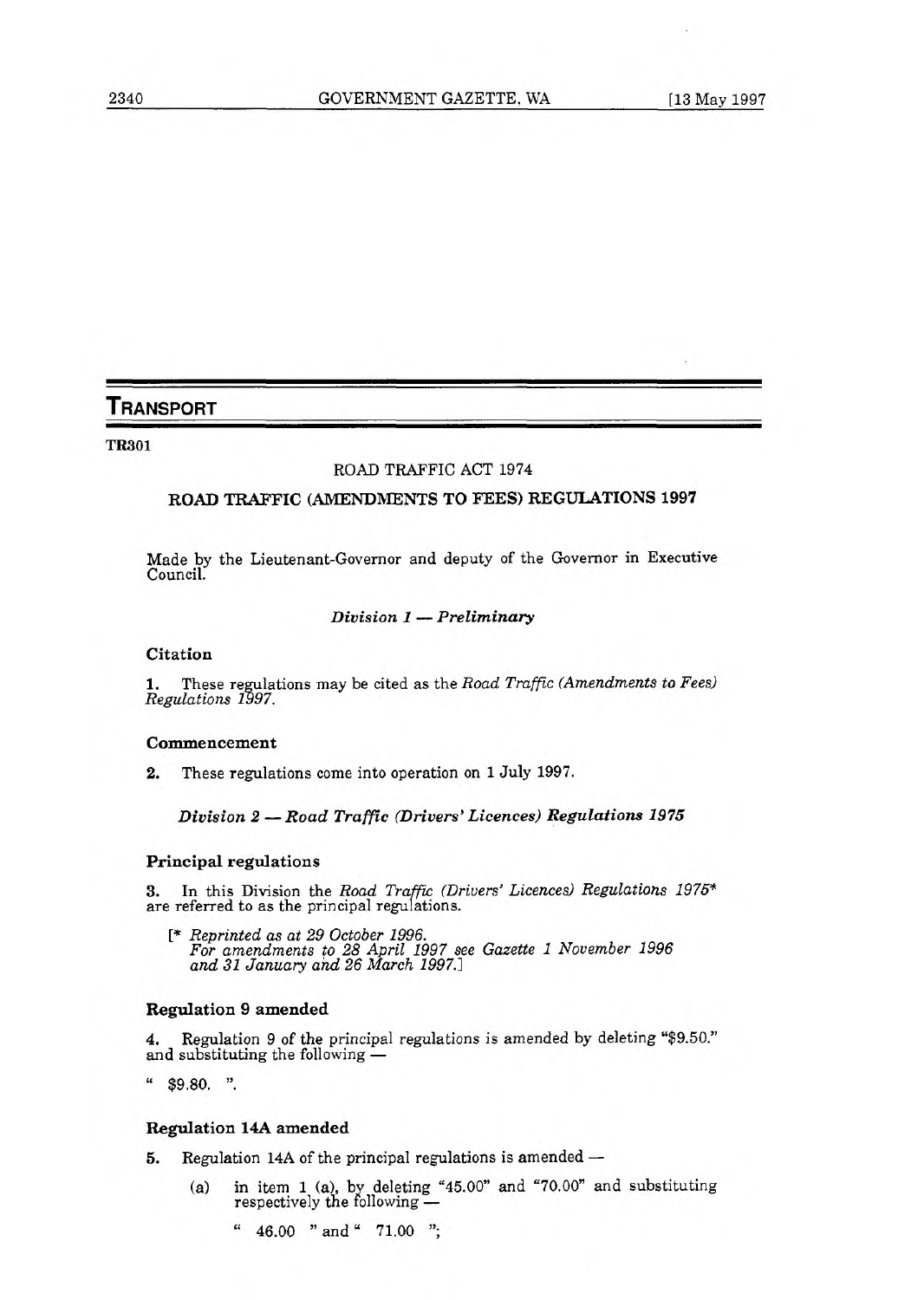# TRANSPORT

**TR301**

ROAD TRAFFIC ACT 1974

## ROAD TRAFFIC (AMENDMENTS TO FEES) REGULATIONS 1997

Made by the Lieutenant-Governor and deputy of the Governor in Executive Council.

*Division 1 — Preliminary*

### Citation

**1.** These regulations may be cited as the *Road Traffic (Amendments to Fees) Regulations 1997*.

### Commencement

**2.** These regulations come into operation on 1 July 1997.

*Division 2 — Road Traffic (Drivers' Licences) Regulations 1975*

### Principal regulations

**3.** In this Division the *Road Traffic (Drivers' Licences) Regulations 1975** are referred to as the principal regulations.

[* *Reprinted as at 29 October 1996.*
*For amendments to 28 April 1997 see Gazette 1 November 1996 and 31 January and 26 March 1997.*]

### Regulation 9 amended

**4.** Regulation 9 of the principal regulations is amended by deleting "$9.50." and substituting the following —

" $9.80. ".

### Regulation 14A amended

**5.** Regulation 14A of the principal regulations is amended —

(a) in item 1 (a), by deleting "45.00" and "70.00" and substituting respectively the following —

" 46.00 " and " 71.00 ";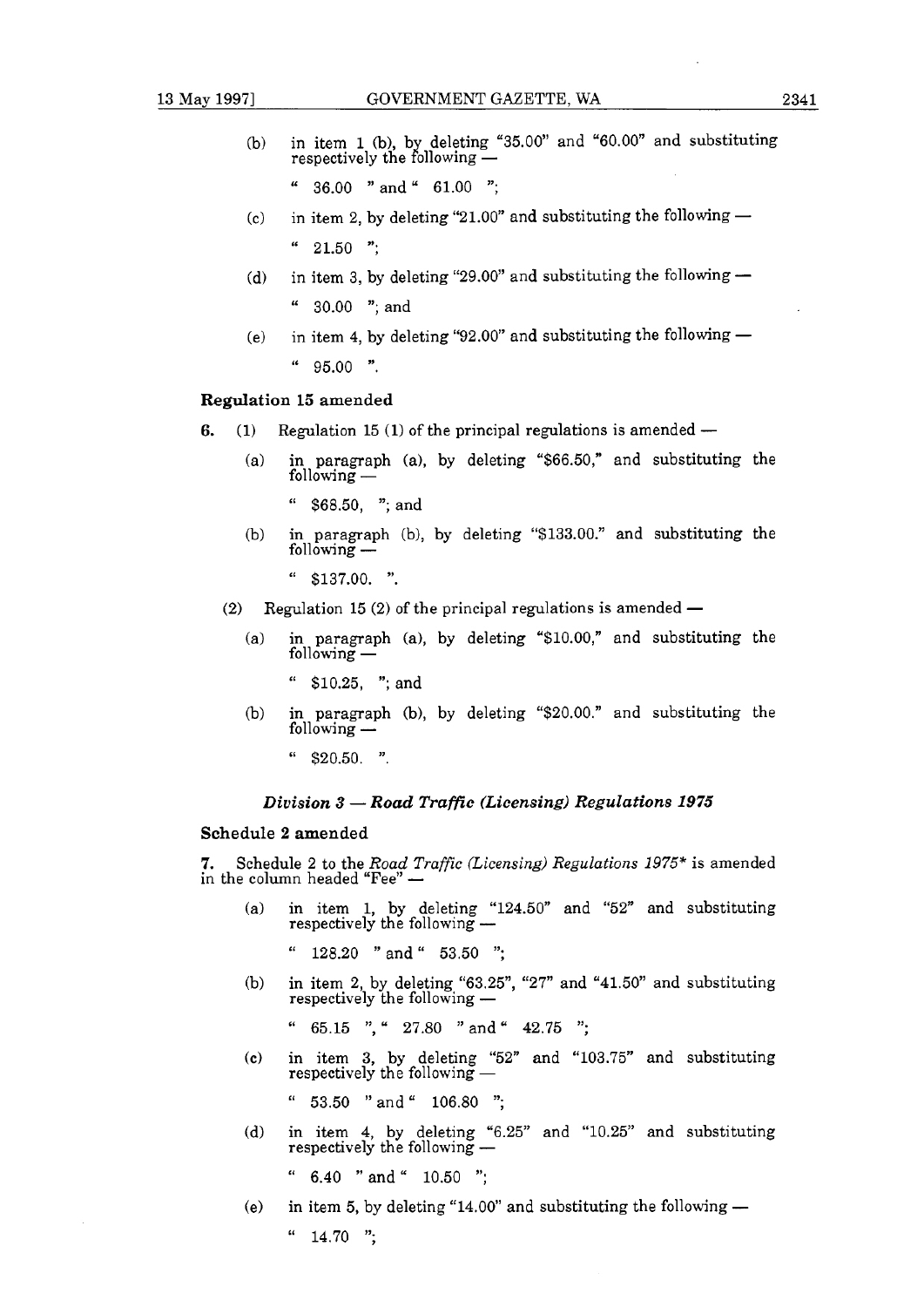(b) in item 1 (b), by deleting "35.00" and "60.00" and substituting respectively the following —

" 36.00 " and " 61.00 ";

(c) in item 2, by deleting "21.00" and substituting the following —

" 21.50 ";

(d) in item 3, by deleting "29.00" and substituting the following —

" 30.00 "; and

(e) in item 4, by deleting "92.00" and substituting the following —

" 95.00 ".

**Regulation 15 amended**

**6.** (1) Regulation 15 (1) of the principal regulations is amended —

(a) in paragraph (a), by deleting "$66.50," and substituting the following —

" $68.50, "; and

(b) in paragraph (b), by deleting "$133.00." and substituting the following —

" $137.00. ".

(2) Regulation 15 (2) of the principal regulations is amended —

(a) in paragraph (a), by deleting "$10.00," and substituting the following —

" $10.25, "; and

(b) in paragraph (b), by deleting "$20.00." and substituting the following —

" $20.50. ".

### *Division 3 — Road Traffic (Licensing) Regulations 1975*

**Schedule 2 amended**

**7.** Schedule 2 to the *Road Traffic (Licensing) Regulations 1975\** is amended in the column headed "Fee" —

(a) in item 1, by deleting "124.50" and "52" and substituting respectively the following —

" 128.20 " and " 53.50 ";

(b) in item 2, by deleting "63.25", "27" and "41.50" and substituting respectively the following —

" 65.15 ", " 27.80 " and " 42.75 ";

(c) in item 3, by deleting "52" and "103.75" and substituting respectively the following —

" 53.50 " and " 106.80 ";

(d) in item 4, by deleting "6.25" and "10.25" and substituting respectively the following —

" 6.40 " and " 10.50 ";

(e) in item 5, by deleting "14.00" and substituting the following —

" 14.70 ";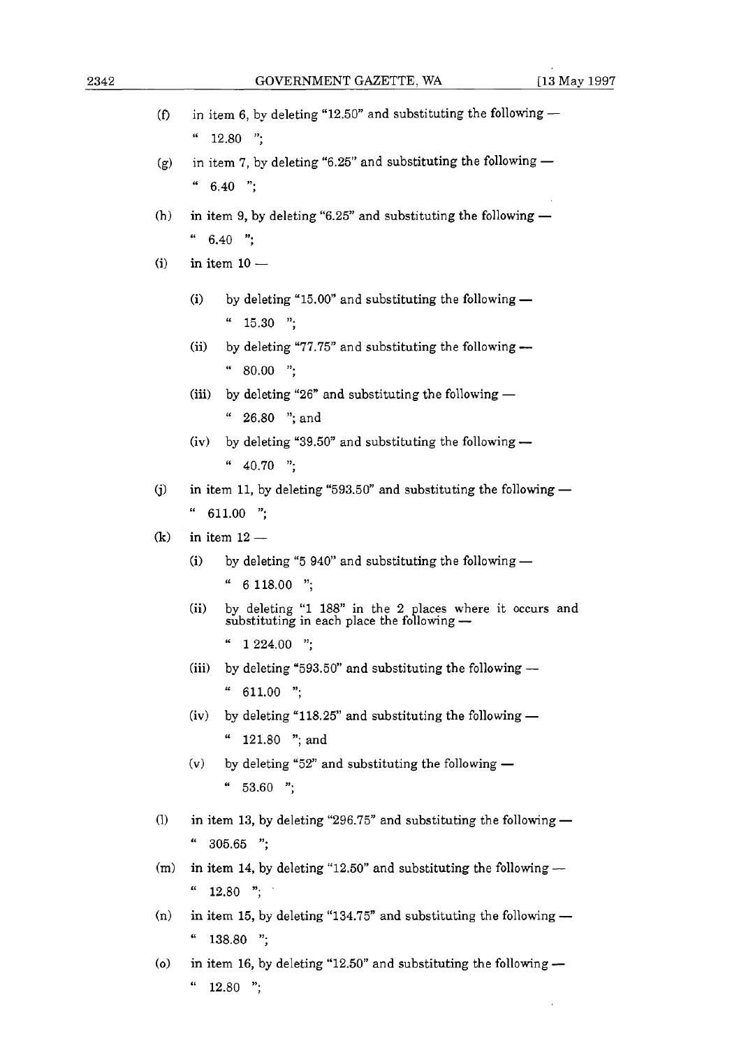(f) in item 6, by deleting "12.50" and substituting the following —

" 12.80 ";

(g) in item 7, by deleting "6.25" and substituting the following —

" 6.40 ";

(h) in item 9, by deleting "6.25" and substituting the following —

" 6.40 ";

(i) in item 10 —

(i) by deleting "15.00" and substituting the following —

" 15.30 ";

(ii) by deleting "77.75" and substituting the following —

" 80.00 ";

(iii) by deleting "26" and substituting the following —

" 26.80 "; and

(iv) by deleting "39.50" and substituting the following —

" 40.70 ";

(j) in item 11, by deleting "593.50" and substituting the following —

" 611.00 ";

(k) in item 12 —

(i) by deleting "5 940" and substituting the following —

" 6 118.00 ";

(ii) by deleting "1 188" in the 2 places where it occurs and substituting in each place the following —

" 1 224.00 ";

(iii) by deleting "593.50" and substituting the following —

" 611.00 ";

(iv) by deleting "118.25" and substituting the following —

" 121.80 "; and

(v) by deleting "52" and substituting the following —

" 53.60 ";

(l) in item 13, by deleting "296.75" and substituting the following —

" 305.65 ";

(m) in item 14, by deleting "12.50" and substituting the following —

" 12.80 ";

(n) in item 15, by deleting "134.75" and substituting the following —

" 138.80 ";

(o) in item 16, by deleting "12.50" and substituting the following —

" 12.80 ";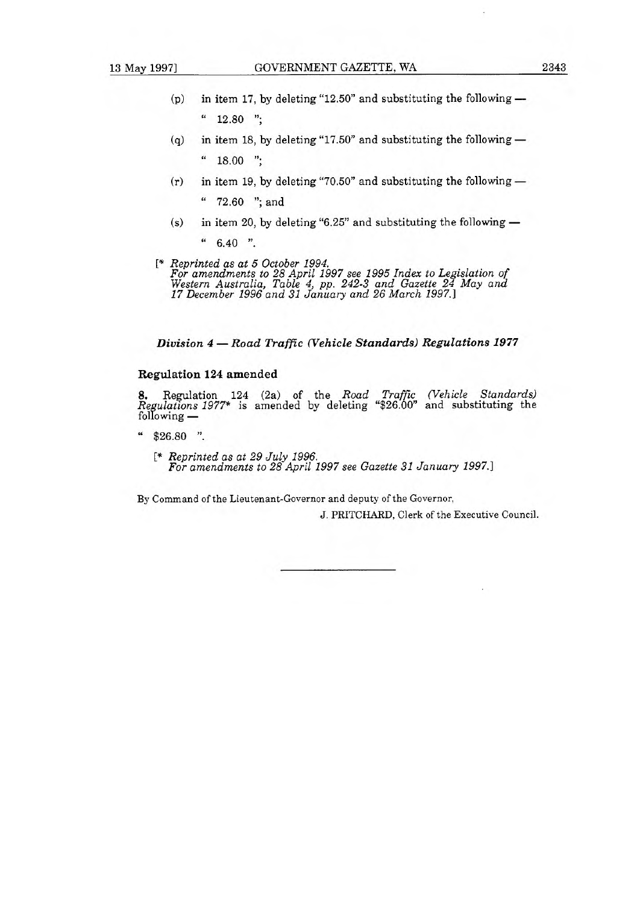(p) in item 17, by deleting "12.50" and substituting the following —

" 12.80 ";

(q) in item 18, by deleting "17.50" and substituting the following —

" 18.00 ";

(r) in item 19, by deleting "70.50" and substituting the following —

" 72.60 "; and

(s) in item 20, by deleting "6.25" and substituting the following —

" 6.40 ".

[* *Reprinted as at 5 October 1994.*
*For amendments to 28 April 1997 see 1995 Index to Legislation of Western Australia, Table 4, pp. 242-3 and Gazette 24 May and 17 December 1996 and 31 January and 26 March 1997.*]

### *Division 4 — Road Traffic (Vehicle Standards) Regulations 1977*

**Regulation 124 amended**

**8.** Regulation 124 (2a) of the *Road Traffic (Vehicle Standards) Regulations 1977*\* is amended by deleting "$26.00" and substituting the following —

" $26.80 ".

[* *Reprinted as at 29 July 1996.*
*For amendments to 28 April 1997 see Gazette 31 January 1997.*]

By Command of the Lieutenant-Governor and deputy of the Governor,

J. PRITCHARD, Clerk of the Executive Council.